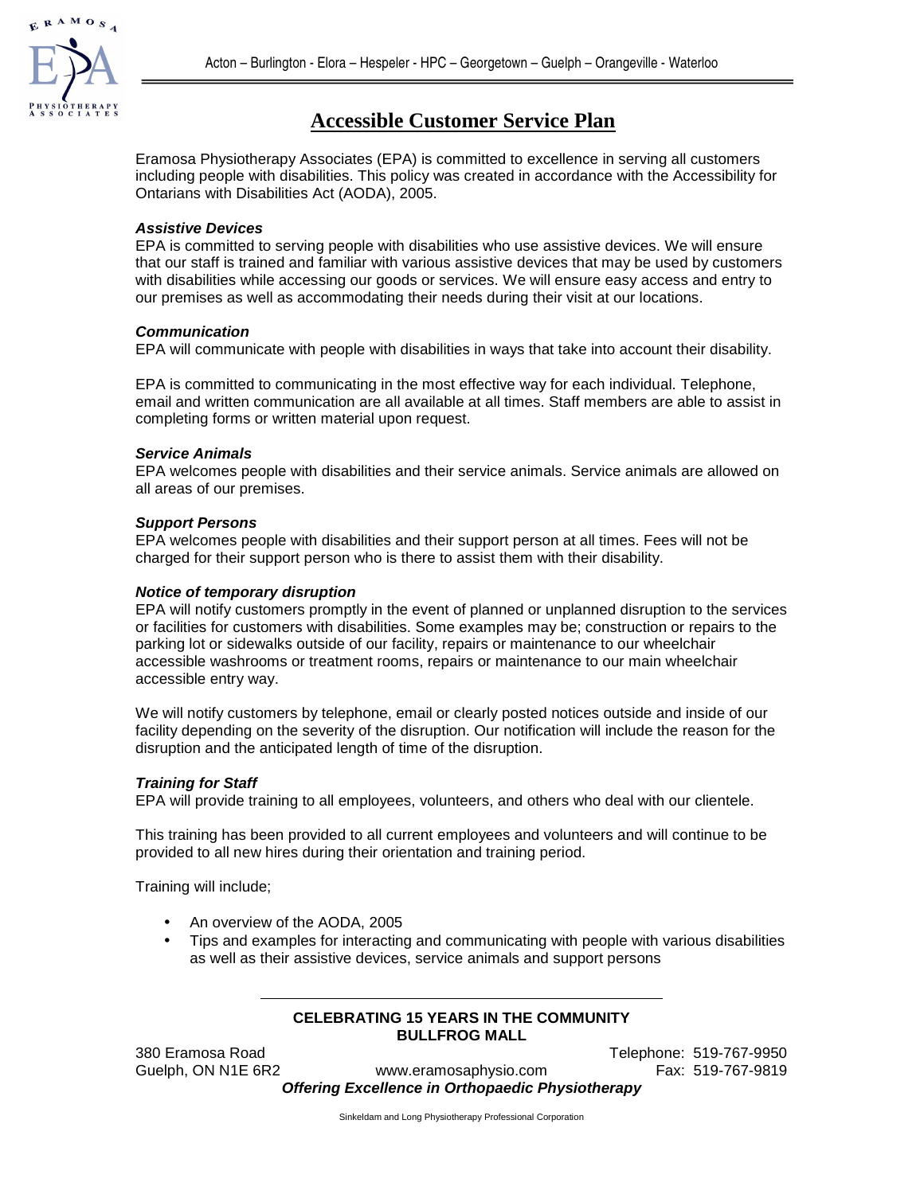Acton – Burlington - Elora – Hespeler - HPC – Georgetown – Guelph – Orangeville - Waterloo

# Accessible Customer Service Plan

Eramosa Physiotherapy Associates (EPA) is committed to excellence in serving all customers including people with disabilities. This policy was created in accordance with the Accessibility for Ontarians with Disabilities Act (AODA), 2005.

***Assistive Devices***

EPA is committed to serving people with disabilities who use assistive devices. We will ensure that our staff is trained and familiar with various assistive devices that may be used by customers with disabilities while accessing our goods or services. We will ensure easy access and entry to our premises as well as accommodating their needs during their visit at our locations.

***Communication***

EPA will communicate with people with disabilities in ways that take into account their disability.

EPA is committed to communicating in the most effective way for each individual. Telephone, email and written communication are all available at all times. Staff members are able to assist in completing forms or written material upon request.

***Service Animals***

EPA welcomes people with disabilities and their service animals. Service animals are allowed on all areas of our premises.

***Support Persons***

EPA welcomes people with disabilities and their support person at all times. Fees will not be charged for their support person who is there to assist them with their disability.

***Notice of temporary disruption***

EPA will notify customers promptly in the event of planned or unplanned disruption to the services or facilities for customers with disabilities. Some examples may be; construction or repairs to the parking lot or sidewalks outside of our facility, repairs or maintenance to our wheelchair accessible washrooms or treatment rooms, repairs or maintenance to our main wheelchair accessible entry way.

We will notify customers by telephone, email or clearly posted notices outside and inside of our facility depending on the severity of the disruption. Our notification will include the reason for the disruption and the anticipated length of time of the disruption.

***Training for Staff***

EPA will provide training to all employees, volunteers, and others who deal with our clientele.

This training has been provided to all current employees and volunteers and will continue to be provided to all new hires during their orientation and training period.

Training will include;

- An overview of the AODA, 2005
- Tips and examples for interacting and communicating with people with various disabilities as well as their assistive devices, service animals and support persons

---

**CELEBRATING 15 YEARS IN THE COMMUNITY**
**BULLFROG MALL**

380 Eramosa Road
Guelph, ON N1E 6R2
www.eramosaphysio.com
Telephone: 519-767-9950
Fax: 519-767-9819

***Offering Excellence in Orthopaedic Physiotherapy***

Sinkeldam and Long Physiotherapy Professional Corporation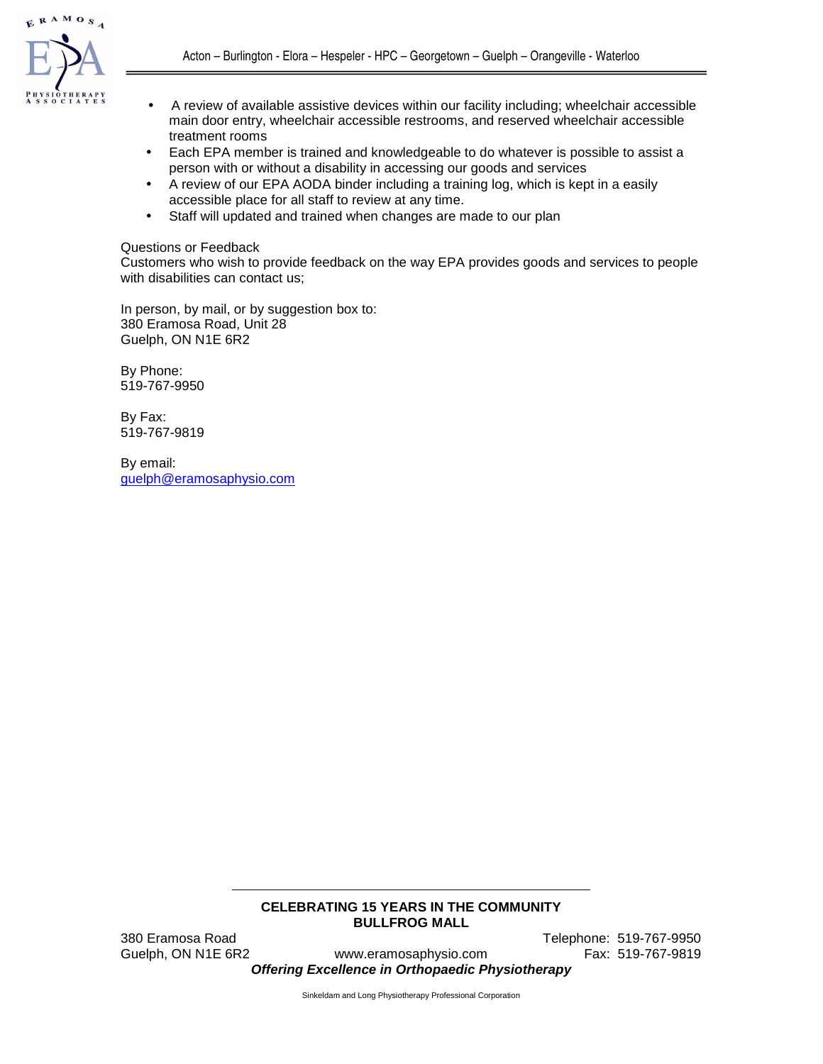- A review of available assistive devices within our facility including; wheelchair accessible main door entry, wheelchair accessible restrooms, and reserved wheelchair accessible treatment rooms
- Each EPA member is trained and knowledgeable to do whatever is possible to assist a person with or without a disability in accessing our goods and services
- A review of our EPA AODA binder including a training log, which is kept in a easily accessible place for all staff to review at any time.
- Staff will updated and trained when changes are made to our plan

Questions or Feedback

Customers who wish to provide feedback on the way EPA provides goods and services to people with disabilities can contact us;

In person, by mail, or by suggestion box to:
380 Eramosa Road, Unit 28
Guelph, ON N1E 6R2

By Phone:
519-767-9950

By Fax:
519-767-9819

By email:
guelph@eramosaphysio.com